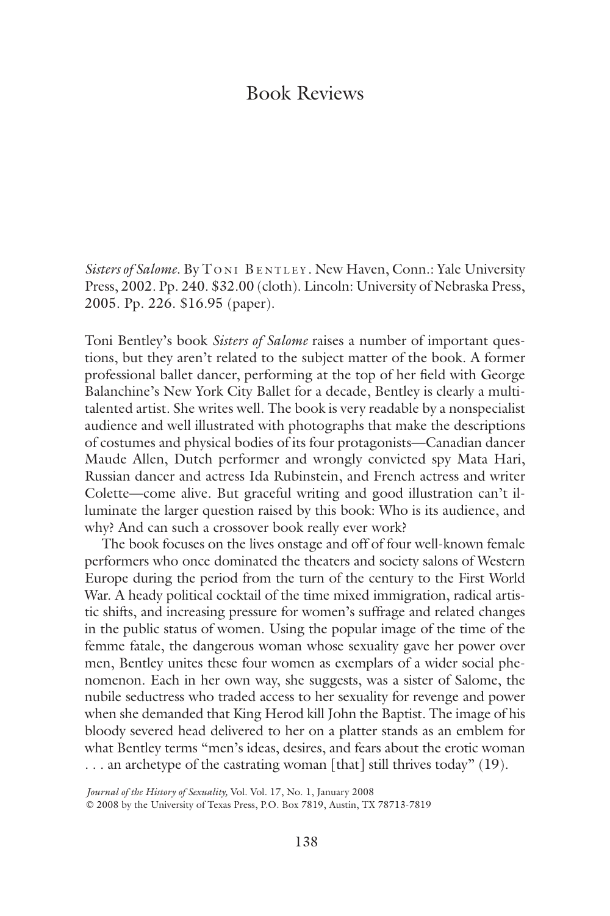# Book Reviews

*Sisters of Salome*. By Toni Bentley. New Haven, Conn.: Yale University Press, 2002. Pp. 240. $32.00 (cloth). Lincoln: University of Nebraska Press, 2005. Pp. 226. $16.95 (paper).

Toni Bentley's book *Sisters of Salome* raises a number of important questions, but they aren't related to the subject matter of the book. A former professional ballet dancer, performing at the top of her field with George Balanchine's New York City Ballet for a decade, Bentley is clearly a multitalented artist. She writes well. The book is very readable by a nonspecialist audience and well illustrated with photographs that make the descriptions of costumes and physical bodies of its four protagonists—Canadian dancer Maude Allen, Dutch performer and wrongly convicted spy Mata Hari, Russian dancer and actress Ida Rubinstein, and French actress and writer Colette—come alive. But graceful writing and good illustration can't illuminate the larger question raised by this book: Who is its audience, and why? And can such a crossover book really ever work?

The book focuses on the lives onstage and off of four well-known female performers who once dominated the theaters and society salons of Western Europe during the period from the turn of the century to the First World War. A heady political cocktail of the time mixed immigration, radical artistic shifts, and increasing pressure for women's suffrage and related changes in the public status of women. Using the popular image of the time of the femme fatale, the dangerous woman whose sexuality gave her power over men, Bentley unites these four women as exemplars of a wider social phenomenon. Each in her own way, she suggests, was a sister of Salome, the nubile seductress who traded access to her sexuality for revenge and power when she demanded that King Herod kill John the Baptist. The image of his bloody severed head delivered to her on a platter stands as an emblem for what Bentley terms "men's ideas, desires, and fears about the erotic woman . . . an archetype of the castrating woman [that] still thrives today" (19).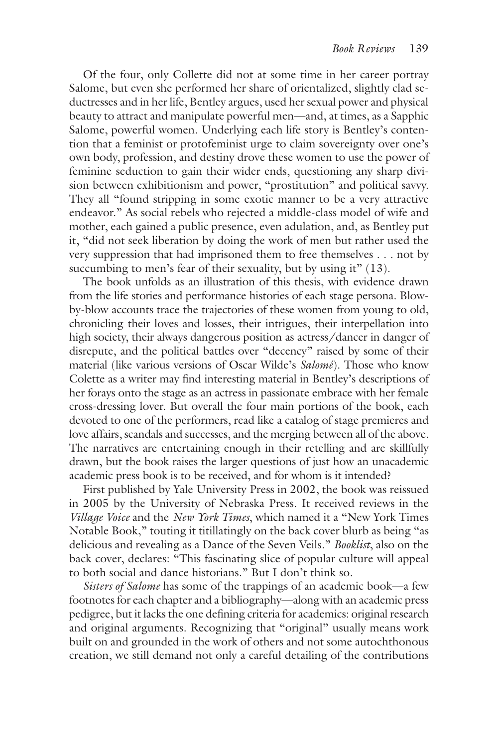Of the four, only Collette did not at some time in her career portray Salome, but even she performed her share of orientalized, slightly clad seductresses and in her life, Bentley argues, used her sexual power and physical beauty to attract and manipulate powerful men—and, at times, as a Sapphic Salome, powerful women. Underlying each life story is Bentley's contention that a feminist or protofeminist urge to claim sovereignty over one's own body, profession, and destiny drove these women to use the power of feminine seduction to gain their wider ends, questioning any sharp division between exhibitionism and power, "prostitution" and political savvy. They all "found stripping in some exotic manner to be a very attractive endeavor." As social rebels who rejected a middle-class model of wife and mother, each gained a public presence, even adulation, and, as Bentley put it, "did not seek liberation by doing the work of men but rather used the very suppression that had imprisoned them to free themselves . . . not by succumbing to men's fear of their sexuality, but by using it" (13).

The book unfolds as an illustration of this thesis, with evidence drawn from the life stories and performance histories of each stage persona. Blow-by-blow accounts trace the trajectories of these women from young to old, chronicling their loves and losses, their intrigues, their interpellation into high society, their always dangerous position as actress/dancer in danger of disrepute, and the political battles over "decency" raised by some of their material (like various versions of Oscar Wilde's *Salomé*). Those who know Colette as a writer may find interesting material in Bentley's descriptions of her forays onto the stage as an actress in passionate embrace with her female cross-dressing lover. But overall the four main portions of the book, each devoted to one of the performers, read like a catalog of stage premieres and love affairs, scandals and successes, and the merging between all of the above. The narratives are entertaining enough in their retelling and are skillfully drawn, but the book raises the larger questions of just how an unacademic academic press book is to be received, and for whom is it intended?

First published by Yale University Press in 2002, the book was reissued in 2005 by the University of Nebraska Press. It received reviews in the *Village Voice* and the *New York Times*, which named it a "New York Times Notable Book," touting it titillatingly on the back cover blurb as being "as delicious and revealing as a Dance of the Seven Veils." *Booklist*, also on the back cover, declares: "This fascinating slice of popular culture will appeal to both social and dance historians." But I don't think so.

*Sisters of Salome* has some of the trappings of an academic book—a few footnotes for each chapter and a bibliography—along with an academic press pedigree, but it lacks the one defining criteria for academics: original research and original arguments. Recognizing that "original" usually means work built on and grounded in the work of others and not some autochthonous creation, we still demand not only a careful detailing of the contributions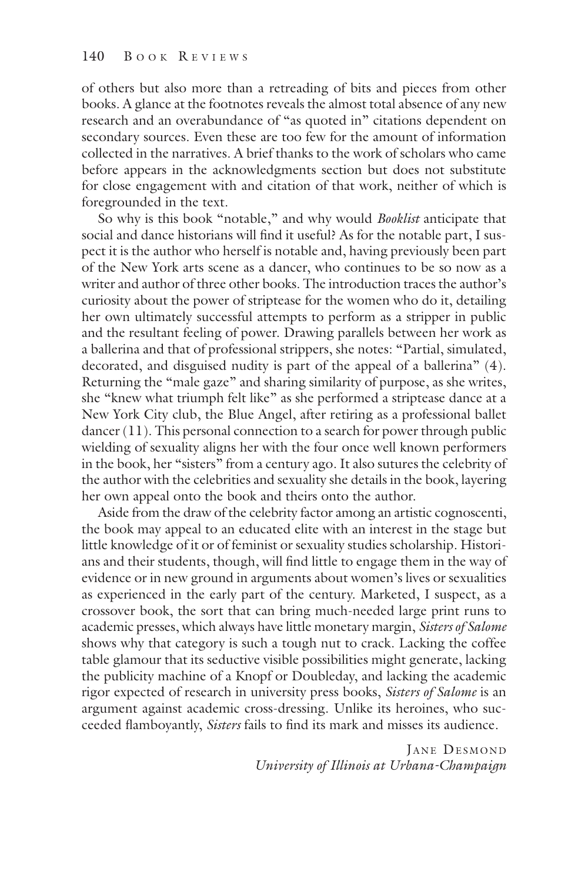of others but also more than a retreading of bits and pieces from other books. A glance at the footnotes reveals the almost total absence of any new research and an overabundance of "as quoted in" citations dependent on secondary sources. Even these are too few for the amount of information collected in the narratives. A brief thanks to the work of scholars who came before appears in the acknowledgments section but does not substitute for close engagement with and citation of that work, neither of which is foregrounded in the text.

So why is this book "notable," and why would *Booklist* anticipate that social and dance historians will find it useful? As for the notable part, I suspect it is the author who herself is notable and, having previously been part of the New York arts scene as a dancer, who continues to be so now as a writer and author of three other books. The introduction traces the author's curiosity about the power of striptease for the women who do it, detailing her own ultimately successful attempts to perform as a stripper in public and the resultant feeling of power. Drawing parallels between her work as a ballerina and that of professional strippers, she notes: "Partial, simulated, decorated, and disguised nudity is part of the appeal of a ballerina" (4). Returning the "male gaze" and sharing similarity of purpose, as she writes, she "knew what triumph felt like" as she performed a striptease dance at a New York City club, the Blue Angel, after retiring as a professional ballet dancer (11). This personal connection to a search for power through public wielding of sexuality aligns her with the four once well known performers in the book, her "sisters" from a century ago. It also sutures the celebrity of the author with the celebrities and sexuality she details in the book, layering her own appeal onto the book and theirs onto the author.

Aside from the draw of the celebrity factor among an artistic cognoscenti, the book may appeal to an educated elite with an interest in the stage but little knowledge of it or of feminist or sexuality studies scholarship. Historians and their students, though, will find little to engage them in the way of evidence or in new ground in arguments about women's lives or sexualities as experienced in the early part of the century. Marketed, I suspect, as a crossover book, the sort that can bring much-needed large print runs to academic presses, which always have little monetary margin, *Sisters of Salome* shows why that category is such a tough nut to crack. Lacking the coffee table glamour that its seductive visible possibilities might generate, lacking the publicity machine of a Knopf or Doubleday, and lacking the academic rigor expected of research in university press books, *Sisters of Salome* is an argument against academic cross-dressing. Unlike its heroines, who succeeded flamboyantly, *Sisters* fails to find its mark and misses its audience.

Jane Desmond
*University of Illinois at Urbana-Champaign*